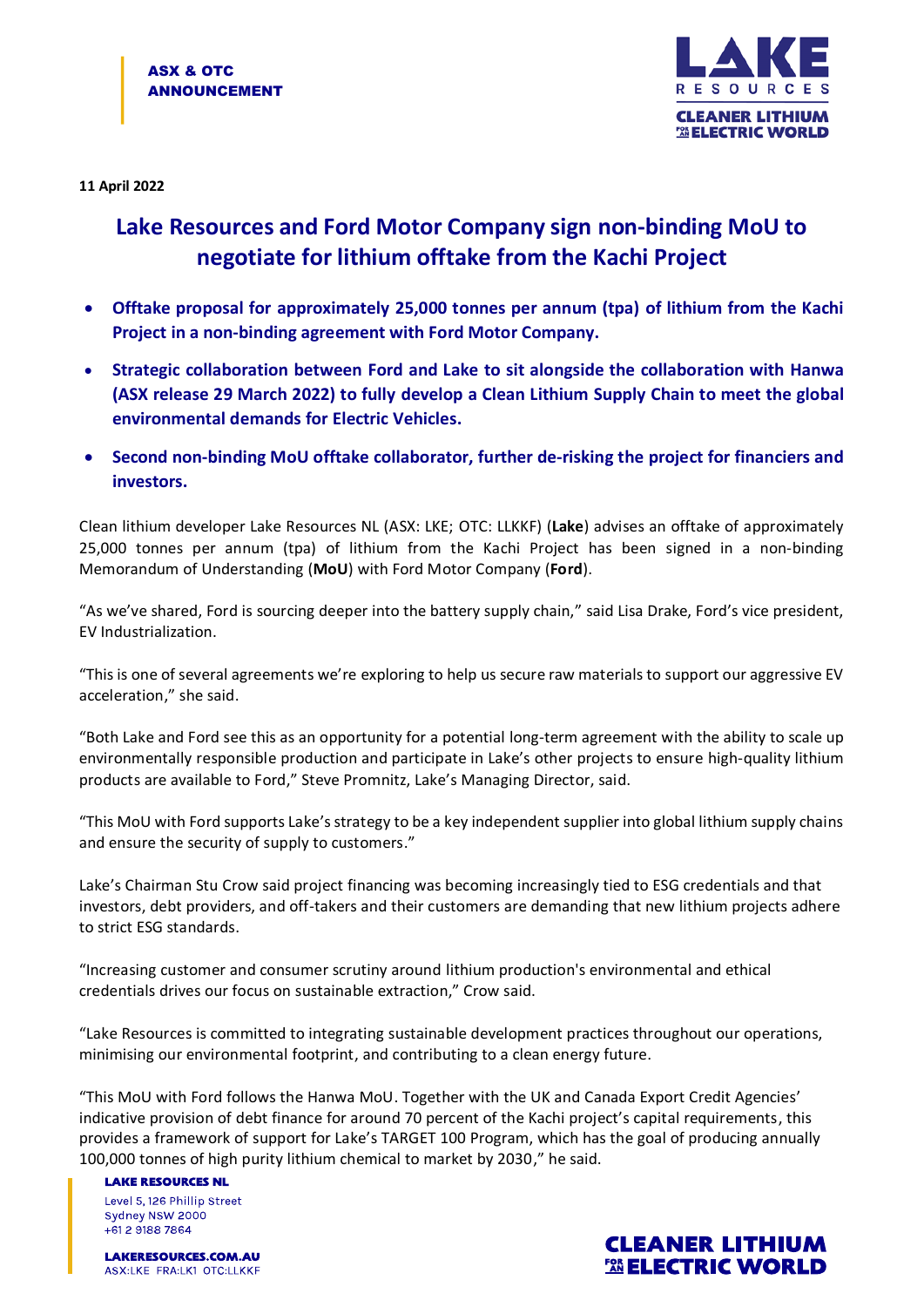**ASX & OTC ANNOUNCEMENT**

11 April 2022

# Lake Resources and Ford Motor Company sign non-binding MoU to negotiate for lithium offtake from the Kachi Project

- **Offtake proposal for approximately 25,000 tonnes per annum (tpa) of lithium from the Kachi Project in a non-binding agreement with Ford Motor Company.**
- **Strategic collaboration between Ford and Lake to sit alongside the collaboration with Hanwa (ASX release 29 March 2022) to fully develop a Clean Lithium Supply Chain to meet the global environmental demands for Electric Vehicles.**
- **Second non-binding MoU offtake collaborator, further de-risking the project for financiers and investors.**

Clean lithium developer Lake Resources NL (ASX: LKE; OTC: LLKKF) (**Lake**) advises an offtake of approximately 25,000 tonnes per annum (tpa) of lithium from the Kachi Project has been signed in a non-binding Memorandum of Understanding (**MoU**) with Ford Motor Company (**Ford**).

"As we've shared, Ford is sourcing deeper into the battery supply chain," said Lisa Drake, Ford's vice president, EV Industrialization.

"This is one of several agreements we're exploring to help us secure raw materials to support our aggressive EV acceleration," she said.

"Both Lake and Ford see this as an opportunity for a potential long-term agreement with the ability to scale up environmentally responsible production and participate in Lake's other projects to ensure high-quality lithium products are available to Ford," Steve Promnitz, Lake's Managing Director, said.

"This MoU with Ford supports Lake's strategy to be a key independent supplier into global lithium supply chains and ensure the security of supply to customers."

Lake's Chairman Stu Crow said project financing was becoming increasingly tied to ESG credentials and that investors, debt providers, and off-takers and their customers are demanding that new lithium projects adhere to strict ESG standards.

"Increasing customer and consumer scrutiny around lithium production's environmental and ethical credentials drives our focus on sustainable extraction," Crow said.

"Lake Resources is committed to integrating sustainable development practices throughout our operations, minimising our environmental footprint, and contributing to a clean energy future.

"This MoU with Ford follows the Hanwa MoU. Together with the UK and Canada Export Credit Agencies' indicative provision of debt finance for around 70 percent of the Kachi project's capital requirements, this provides a framework of support for Lake's TARGET 100 Program, which has the goal of producing annually 100,000 tonnes of high purity lithium chemical to market by 2030," he said.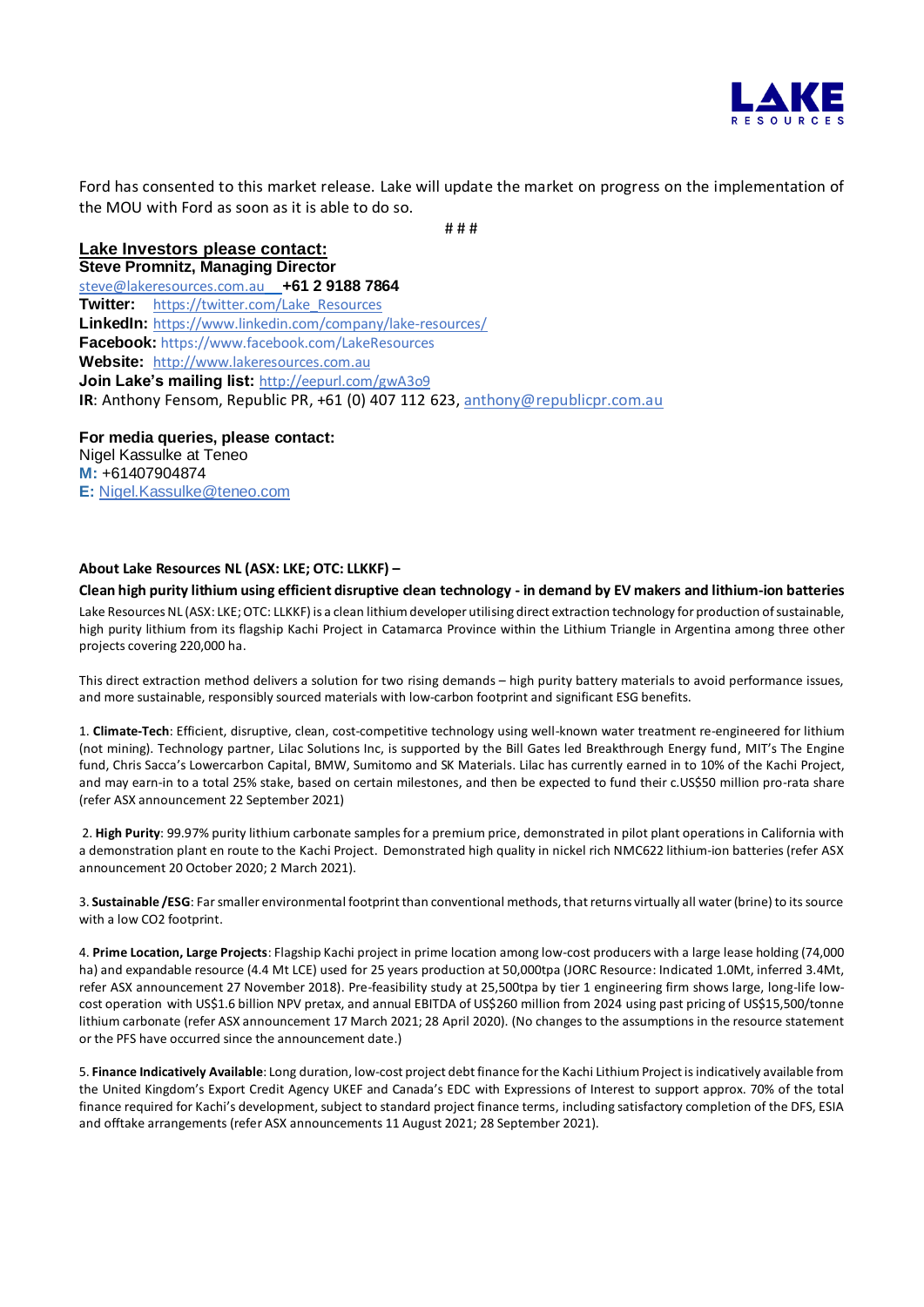Ford has consented to this market release. Lake will update the market on progress on the implementation of the MOU with Ford as soon as it is able to do so.

# # #

**Lake Investors please contact:**
**Steve Promnitz, Managing Director**
steve@lakeresources.com.au **+61 2 9188 7864**
**Twitter:** https://twitter.com/Lake_Resources
**LinkedIn:** https://www.linkedin.com/company/lake-resources/
**Facebook:** https://www.facebook.com/LakeResources
**Website:** http://www.lakeresources.com.au
**Join Lake's mailing list:** http://eepurl.com/gwA3o9
**IR**: Anthony Fensom, Republic PR, +61 (0) 407 112 623, anthony@republicpr.com.au

**For media queries, please contact:**
Nigel Kassulke at Teneo
**M:** +61407904874
**E:** Nigel.Kassulke@teneo.com

**About Lake Resources NL (ASX: LKE; OTC: LLKKF) –**

**Clean high purity lithium using efficient disruptive clean technology - in demand by EV makers and lithium-ion batteries**

Lake Resources NL (ASX: LKE; OTC: LLKKF) is a clean lithium developer utilising direct extraction technology for production of sustainable, high purity lithium from its flagship Kachi Project in Catamarca Province within the Lithium Triangle in Argentina among three other projects covering 220,000 ha.

This direct extraction method delivers a solution for two rising demands – high purity battery materials to avoid performance issues, and more sustainable, responsibly sourced materials with low-carbon footprint and significant ESG benefits.

1. **Climate-Tech**: Efficient, disruptive, clean, cost-competitive technology using well-known water treatment re-engineered for lithium (not mining). Technology partner, Lilac Solutions Inc, is supported by the Bill Gates led Breakthrough Energy fund, MIT's The Engine fund, Chris Sacca's Lowercarbon Capital, BMW, Sumitomo and SK Materials. Lilac has currently earned in to 10% of the Kachi Project, and may earn-in to a total 25% stake, based on certain milestones, and then be expected to fund their c.US$50 million pro-rata share (refer ASX announcement 22 September 2021)

2. **High Purity**: 99.97% purity lithium carbonate samples for a premium price, demonstrated in pilot plant operations in California with a demonstration plant en route to the Kachi Project. Demonstrated high quality in nickel rich NMC622 lithium-ion batteries (refer ASX announcement 20 October 2020; 2 March 2021).

3. **Sustainable /ESG**: Far smaller environmental footprint than conventional methods, that returns virtually all water (brine) to its source with a low CO2 footprint.

4. **Prime Location, Large Projects**: Flagship Kachi project in prime location among low-cost producers with a large lease holding (74,000 ha) and expandable resource (4.4 Mt LCE) used for 25 years production at 50,000tpa (JORC Resource: Indicated 1.0Mt, inferred 3.4Mt, refer ASX announcement 27 November 2018). Pre-feasibility study at 25,500tpa by tier 1 engineering firm shows large, long-life low-cost operation with US$1.6 billion NPV pretax, and annual EBITDA of US$260 million from 2024 using past pricing of US$15,500/tonne lithium carbonate (refer ASX announcement 17 March 2021; 28 April 2020). (No changes to the assumptions in the resource statement or the PFS have occurred since the announcement date.)

5. **Finance Indicatively Available**: Long duration, low-cost project debt finance for the Kachi Lithium Project is indicatively available from the United Kingdom's Export Credit Agency UKEF and Canada's EDC with Expressions of Interest to support approx. 70% of the total finance required for Kachi's development, subject to standard project finance terms, including satisfactory completion of the DFS, ESIA and offtake arrangements (refer ASX announcements 11 August 2021; 28 September 2021).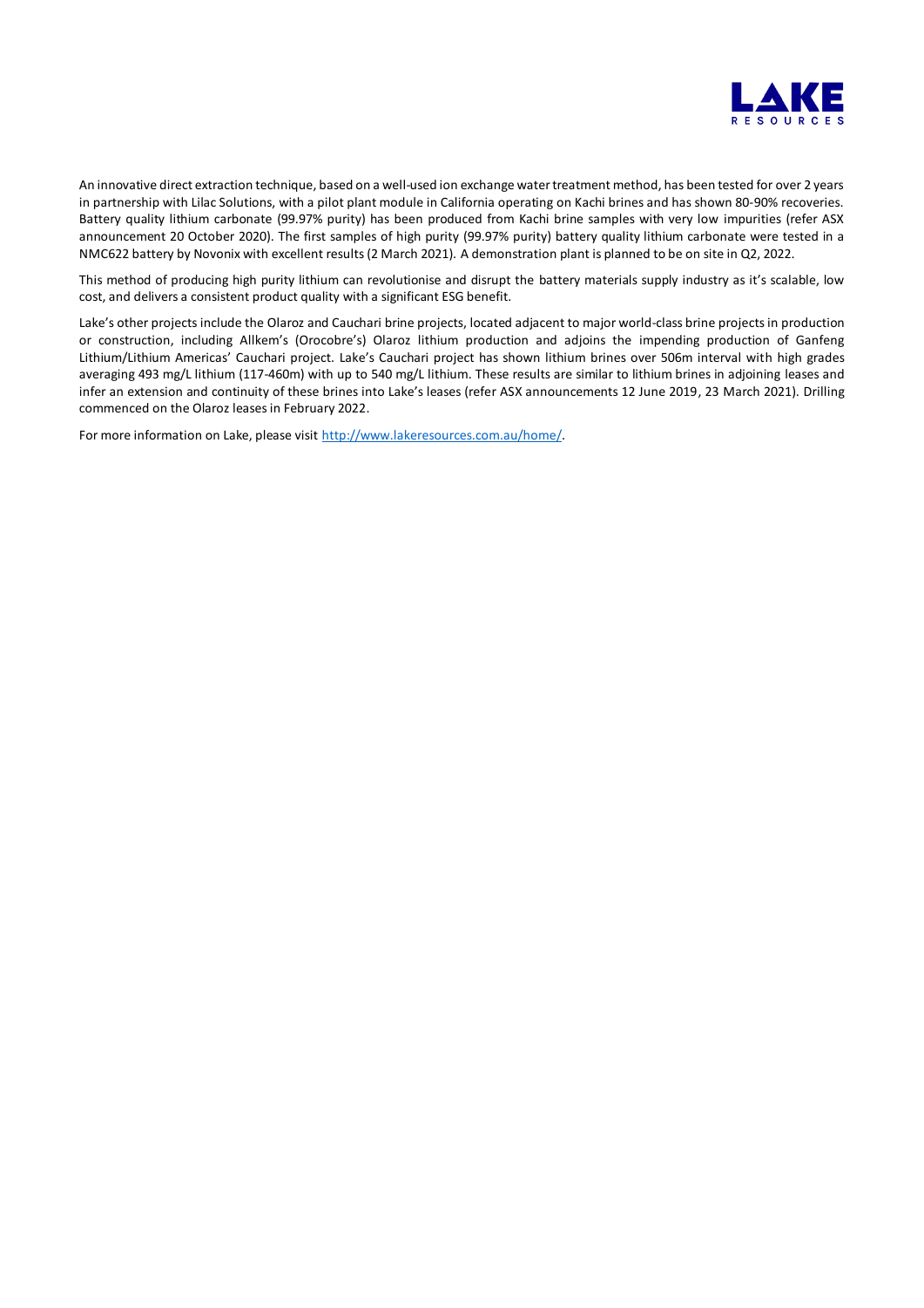An innovative direct extraction technique, based on a well-used ion exchange water treatment method, has been tested for over 2 years in partnership with Lilac Solutions, with a pilot plant module in California operating on Kachi brines and has shown 80-90% recoveries. Battery quality lithium carbonate (99.97% purity) has been produced from Kachi brine samples with very low impurities (refer ASX announcement 20 October 2020). The first samples of high purity (99.97% purity) battery quality lithium carbonate were tested in a NMC622 battery by Novonix with excellent results (2 March 2021). A demonstration plant is planned to be on site in Q2, 2022.

This method of producing high purity lithium can revolutionise and disrupt the battery materials supply industry as it's scalable, low cost, and delivers a consistent product quality with a significant ESG benefit.

Lake's other projects include the Olaroz and Cauchari brine projects, located adjacent to major world-class brine projects in production or construction, including Allkem's (Orocobre's) Olaroz lithium production and adjoins the impending production of Ganfeng Lithium/Lithium Americas' Cauchari project. Lake's Cauchari project has shown lithium brines over 506m interval with high grades averaging 493 mg/L lithium (117-460m) with up to 540 mg/L lithium. These results are similar to lithium brines in adjoining leases and infer an extension and continuity of these brines into Lake's leases (refer ASX announcements 12 June 2019, 23 March 2021). Drilling commenced on the Olaroz leases in February 2022.

For more information on Lake, please visit http://www.lakeresources.com.au/home/.